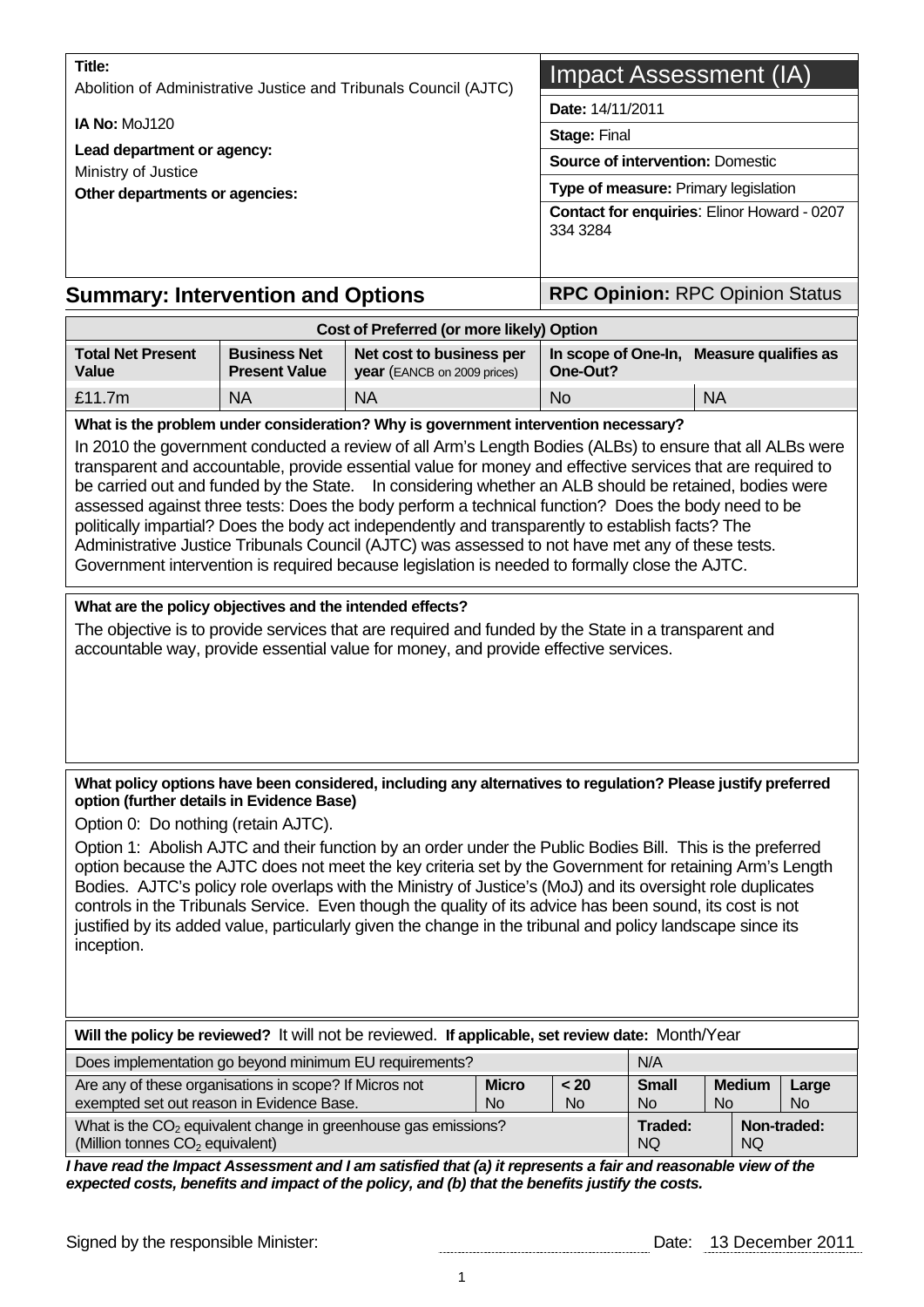**Title:**
Abolition of Administrative Justice and Tribunals Council (AJTC)

**IA No:** MoJ120

**Lead department or agency:**
Ministry of Justice

**Other departments or agencies:**

# Impact Assessment (IA)

**Date:** 14/11/2011

**Stage:** Final

**Source of intervention:** Domestic

**Type of measure:** Primary legislation

**Contact for enquiries**: Elinor Howard - 0207 334 3284

## Summary: Intervention and Options

**RPC Opinion:** RPC Opinion Status

| Cost of Preferred (or more likely) Option | | | | |
|---|---|---|---|---|
| **Total Net Present Value** | **Business Net Present Value** | **Net cost to business per year** (EANCB on 2009 prices) | **In scope of One-In, One-Out?** | **Measure qualifies as** |
| £11.7m | NA | NA | No | NA |

**What is the problem under consideration? Why is government intervention necessary?**

In 2010 the government conducted a review of all Arm's Length Bodies (ALBs) to ensure that all ALBs were transparent and accountable, provide essential value for money and effective services that are required to be carried out and funded by the State. In considering whether an ALB should be retained, bodies were assessed against three tests: Does the body perform a technical function? Does the body need to be politically impartial? Does the body act independently and transparently to establish facts? The Administrative Justice Tribunals Council (AJTC) was assessed to not have met any of these tests. Government intervention is required because legislation is needed to formally close the AJTC.

**What are the policy objectives and the intended effects?**

The objective is to provide services that are required and funded by the State in a transparent and accountable way, provide essential value for money, and provide effective services.

**What policy options have been considered, including any alternatives to regulation? Please justify preferred option (further details in Evidence Base)**

Option 0: Do nothing (retain AJTC).

Option 1: Abolish AJTC and their function by an order under the Public Bodies Bill. This is the preferred option because the AJTC does not meet the key criteria set by the Government for retaining Arm's Length Bodies. AJTC's policy role overlaps with the Ministry of Justice's (MoJ) and its oversight role duplicates controls in the Tribunals Service. Even though the quality of its advice has been sound, its cost is not justified by its added value, particularly given the change in the tribunal and policy landscape since its inception.

**Will the policy be reviewed?** It will not be reviewed. **If applicable, set review date:** Month/Year

| | | | | | |
|---|---|---|---|---|---|
| Does implementation go beyond minimum EU requirements? | | | N/A | | |
| Are any of these organisations in scope? If Micros not exempted set out reason in Evidence Base. | **Micro** No | **< 20** No | **Small** No | **Medium** No | **Large** No |
| What is the $CO_2$ equivalent change in greenhouse gas emissions? (Million tonnes $CO_2$ equivalent) | | | **Traded:** NQ | **Non-traded:** NQ | |

***I have read the Impact Assessment and I am satisfied that (a) it represents a fair and reasonable view of the expected costs, benefits and impact of the policy, and (b) that the benefits justify the costs.***

Signed by the responsible Minister: .................................... Date: 13 December 2011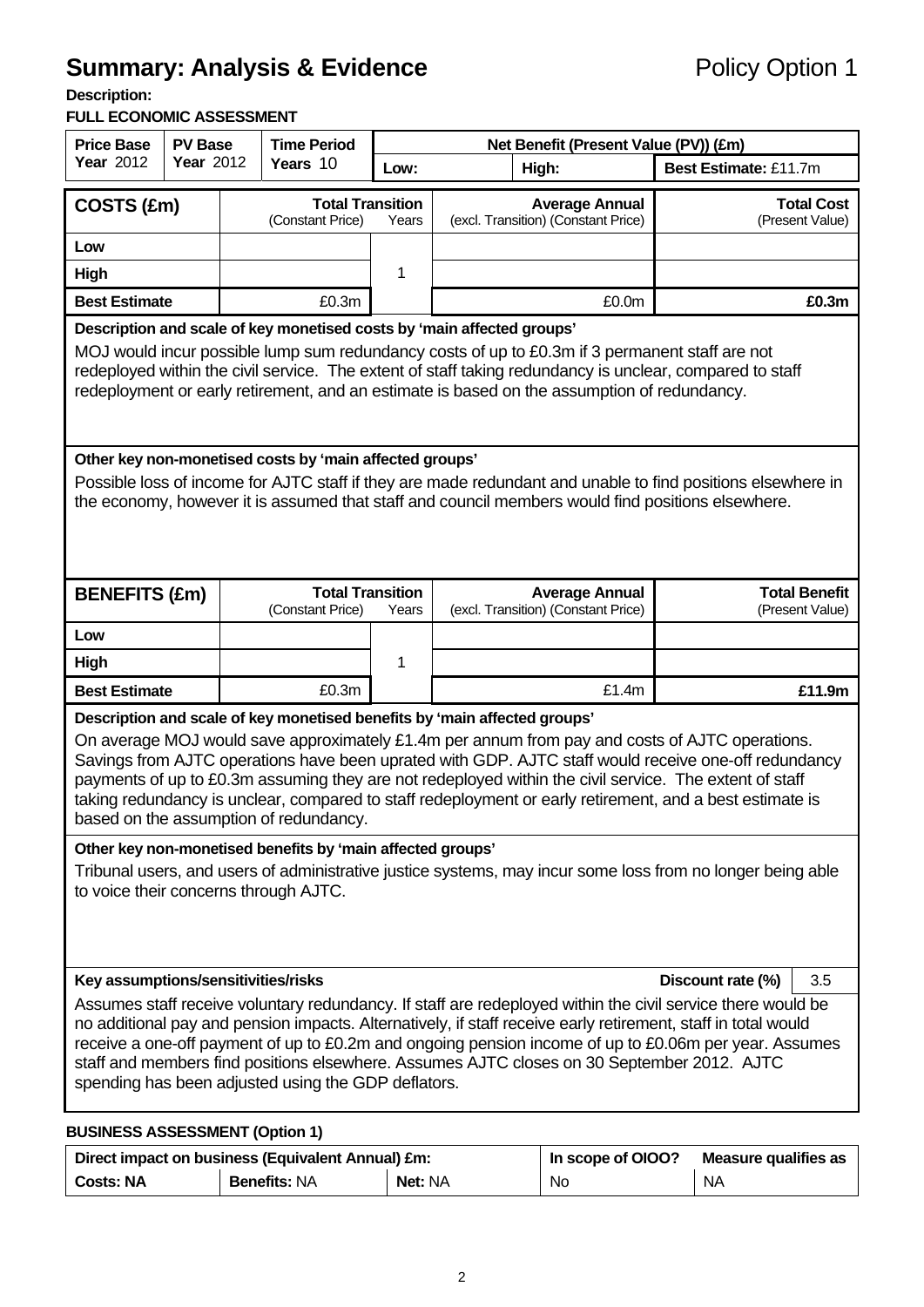# Summary: Analysis & Evidence

Policy Option 1

**Description:**

**FULL ECONOMIC ASSESSMENT**

| Price Base | PV Base | Time Period | Net Benefit (Present Value (PV)) (£m) | | |
|---|---|---|---|---|---|
| **Year** 2012 | **Year** 2012 | **Years** 10 | **Low:** | **High:** | **Best Estimate:** £11.7m |

| **COSTS (£m)** | **Total Transition** (Constant Price) | Years | **Average Annual** (excl. Transition) (Constant Price) | **Total Cost** (Present Value) |
|---|---|---|---|---|
| **Low** | | | | |
| **High** | | 1 | | |
| **Best Estimate** | £0.3m | | £0.0m | **£0.3m** |

**Description and scale of key monetised costs by 'main affected groups'**

MOJ would incur possible lump sum redundancy costs of up to £0.3m if 3 permanent staff are not redeployed within the civil service. The extent of staff taking redundancy is unclear, compared to staff redeployment or early retirement, and an estimate is based on the assumption of redundancy.

**Other key non-monetised costs by 'main affected groups'**

Possible loss of income for AJTC staff if they are made redundant and unable to find positions elsewhere in the economy, however it is assumed that staff and council members would find positions elsewhere.

| **BENEFITS (£m)** | **Total Transition** (Constant Price) | Years | **Average Annual** (excl. Transition) (Constant Price) | **Total Benefit** (Present Value) |
|---|---|---|---|---|
| **Low** | | | | |
| **High** | | 1 | | |
| **Best Estimate** | £0.3m | | £1.4m | **£11.9m** |

**Description and scale of key monetised benefits by 'main affected groups'**

On average MOJ would save approximately £1.4m per annum from pay and costs of AJTC operations. Savings from AJTC operations have been uprated with GDP. AJTC staff would receive one-off redundancy payments of up to £0.3m assuming they are not redeployed within the civil service. The extent of staff taking redundancy is unclear, compared to staff redeployment or early retirement, and a best estimate is based on the assumption of redundancy.

**Other key non-monetised benefits by 'main affected groups'**

Tribunal users, and users of administrative justice systems, may incur some loss from no longer being able to voice their concerns through AJTC.

**Key assumptions/sensitivities/risks** — **Discount rate (%)** 3.5

Assumes staff receive voluntary redundancy. If staff are redeployed within the civil service there would be no additional pay and pension impacts. Alternatively, if staff receive early retirement, staff in total would receive a one-off payment of up to £0.2m and ongoing pension income of up to £0.06m per year. Assumes staff and members find positions elsewhere. Assumes AJTC closes on 30 September 2012. AJTC spending has been adjusted using the GDP deflators.

**BUSINESS ASSESSMENT (Option 1)**

| **Direct impact on business (Equivalent Annual) £m:** | | | **In scope of OIOO?** | **Measure qualifies as** |
|---|---|---|---|---|
| **Costs:** NA | **Benefits:** NA | **Net:** NA | No | NA |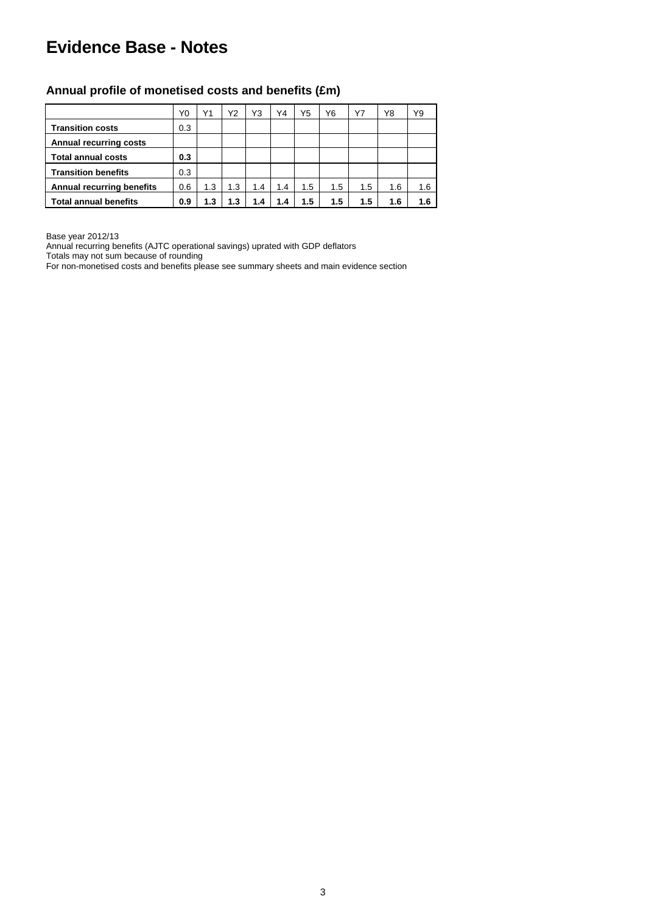# Evidence Base - Notes

## Annual profile of monetised costs and benefits (£m)

| | Y0 | Y1 | Y2 | Y3 | Y4 | Y5 | Y6 | Y7 | Y8 | Y9 |
|---|---|---|---|---|---|---|---|---|---|---|
| **Transition costs** | 0.3 | | | | | | | | | |
| **Annual recurring costs** | | | | | | | | | | |
| **Total annual costs** | **0.3** | | | | | | | | | |
| **Transition benefits** | 0.3 | | | | | | | | | |
| **Annual recurring benefits** | 0.6 | 1.3 | 1.3 | 1.4 | 1.4 | 1.5 | 1.5 | 1.5 | 1.6 | 1.6 |
| **Total annual benefits** | **0.9** | **1.3** | **1.3** | **1.4** | **1.4** | **1.5** | **1.5** | **1.5** | **1.6** | **1.6** |

Base year 2012/13
Annual recurring benefits (AJTC operational savings) uprated with GDP deflators
Totals may not sum because of rounding
For non-monetised costs and benefits please see summary sheets and main evidence section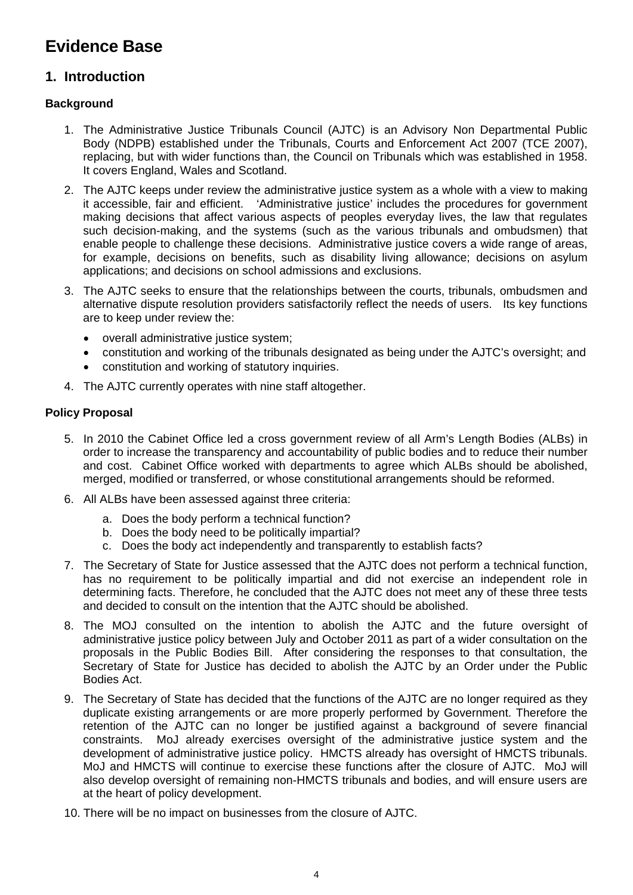# Evidence Base

## 1. Introduction

### Background

1. The Administrative Justice Tribunals Council (AJTC) is an Advisory Non Departmental Public Body (NDPB) established under the Tribunals, Courts and Enforcement Act 2007 (TCE 2007), replacing, but with wider functions than, the Council on Tribunals which was established in 1958. It covers England, Wales and Scotland.

2. The AJTC keeps under review the administrative justice system as a whole with a view to making it accessible, fair and efficient. 'Administrative justice' includes the procedures for government making decisions that affect various aspects of peoples everyday lives, the law that regulates such decision-making, and the systems (such as the various tribunals and ombudsmen) that enable people to challenge these decisions. Administrative justice covers a wide range of areas, for example, decisions on benefits, such as disability living allowance; decisions on asylum applications; and decisions on school admissions and exclusions.

3. The AJTC seeks to ensure that the relationships between the courts, tribunals, ombudsmen and alternative dispute resolution providers satisfactorily reflect the needs of users. Its key functions are to keep under review the:
   - overall administrative justice system;
   - constitution and working of the tribunals designated as being under the AJTC's oversight; and
   - constitution and working of statutory inquiries.

4. The AJTC currently operates with nine staff altogether.

### Policy Proposal

5. In 2010 the Cabinet Office led a cross government review of all Arm's Length Bodies (ALBs) in order to increase the transparency and accountability of public bodies and to reduce their number and cost. Cabinet Office worked with departments to agree which ALBs should be abolished, merged, modified or transferred, or whose constitutional arrangements should be reformed.

6. All ALBs have been assessed against three criteria:
   a. Does the body perform a technical function?
   b. Does the body need to be politically impartial?
   c. Does the body act independently and transparently to establish facts?

7. The Secretary of State for Justice assessed that the AJTC does not perform a technical function, has no requirement to be politically impartial and did not exercise an independent role in determining facts. Therefore, he concluded that the AJTC does not meet any of these three tests and decided to consult on the intention that the AJTC should be abolished.

8. The MOJ consulted on the intention to abolish the AJTC and the future oversight of administrative justice policy between July and October 2011 as part of a wider consultation on the proposals in the Public Bodies Bill. After considering the responses to that consultation, the Secretary of State for Justice has decided to abolish the AJTC by an Order under the Public Bodies Act.

9. The Secretary of State has decided that the functions of the AJTC are no longer required as they duplicate existing arrangements or are more properly performed by Government. Therefore the retention of the AJTC can no longer be justified against a background of severe financial constraints. MoJ already exercises oversight of the administrative justice system and the development of administrative justice policy. HMCTS already has oversight of HMCTS tribunals. MoJ and HMCTS will continue to exercise these functions after the closure of AJTC. MoJ will also develop oversight of remaining non-HMCTS tribunals and bodies, and will ensure users are at the heart of policy development.

10. There will be no impact on businesses from the closure of AJTC.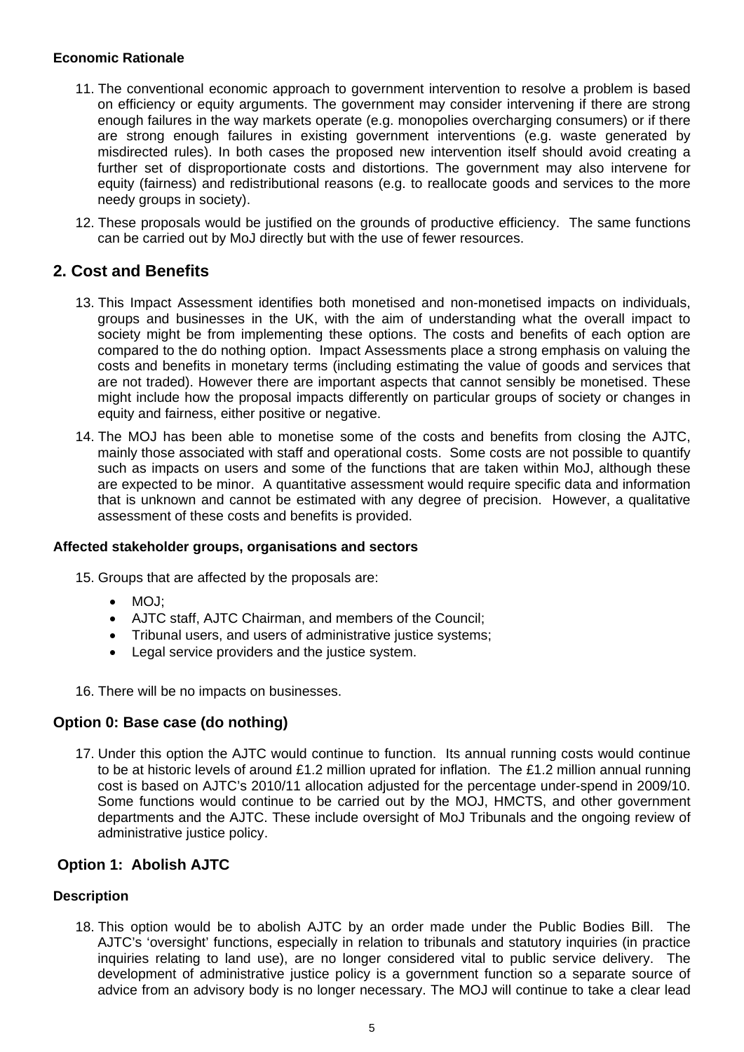**Economic Rationale**

11. The conventional economic approach to government intervention to resolve a problem is based on efficiency or equity arguments. The government may consider intervening if there are strong enough failures in the way markets operate (e.g. monopolies overcharging consumers) or if there are strong enough failures in existing government interventions (e.g. waste generated by misdirected rules). In both cases the proposed new intervention itself should avoid creating a further set of disproportionate costs and distortions. The government may also intervene for equity (fairness) and redistributional reasons (e.g. to reallocate goods and services to the more needy groups in society).

12. These proposals would be justified on the grounds of productive efficiency. The same functions can be carried out by MoJ directly but with the use of fewer resources.

## 2. Cost and Benefits

13. This Impact Assessment identifies both monetised and non-monetised impacts on individuals, groups and businesses in the UK, with the aim of understanding what the overall impact to society might be from implementing these options. The costs and benefits of each option are compared to the do nothing option. Impact Assessments place a strong emphasis on valuing the costs and benefits in monetary terms (including estimating the value of goods and services that are not traded). However there are important aspects that cannot sensibly be monetised. These might include how the proposal impacts differently on particular groups of society or changes in equity and fairness, either positive or negative.

14. The MOJ has been able to monetise some of the costs and benefits from closing the AJTC, mainly those associated with staff and operational costs. Some costs are not possible to quantify such as impacts on users and some of the functions that are taken within MoJ, although these are expected to be minor. A quantitative assessment would require specific data and information that is unknown and cannot be estimated with any degree of precision. However, a qualitative assessment of these costs and benefits is provided.

**Affected stakeholder groups, organisations and sectors**

15. Groups that are affected by the proposals are:
    - MOJ;
    - AJTC staff, AJTC Chairman, and members of the Council;
    - Tribunal users, and users of administrative justice systems;
    - Legal service providers and the justice system.

16. There will be no impacts on businesses.

### Option 0: Base case (do nothing)

17. Under this option the AJTC would continue to function. Its annual running costs would continue to be at historic levels of around £1.2 million uprated for inflation. The £1.2 million annual running cost is based on AJTC's 2010/11 allocation adjusted for the percentage under-spend in 2009/10. Some functions would continue to be carried out by the MOJ, HMCTS, and other government departments and the AJTC. These include oversight of MoJ Tribunals and the ongoing review of administrative justice policy.

### Option 1: Abolish AJTC

**Description**

18. This option would be to abolish AJTC by an order made under the Public Bodies Bill. The AJTC's 'oversight' functions, especially in relation to tribunals and statutory inquiries (in practice inquiries relating to land use), are no longer considered vital to public service delivery. The development of administrative justice policy is a government function so a separate source of advice from an advisory body is no longer necessary. The MOJ will continue to take a clear lead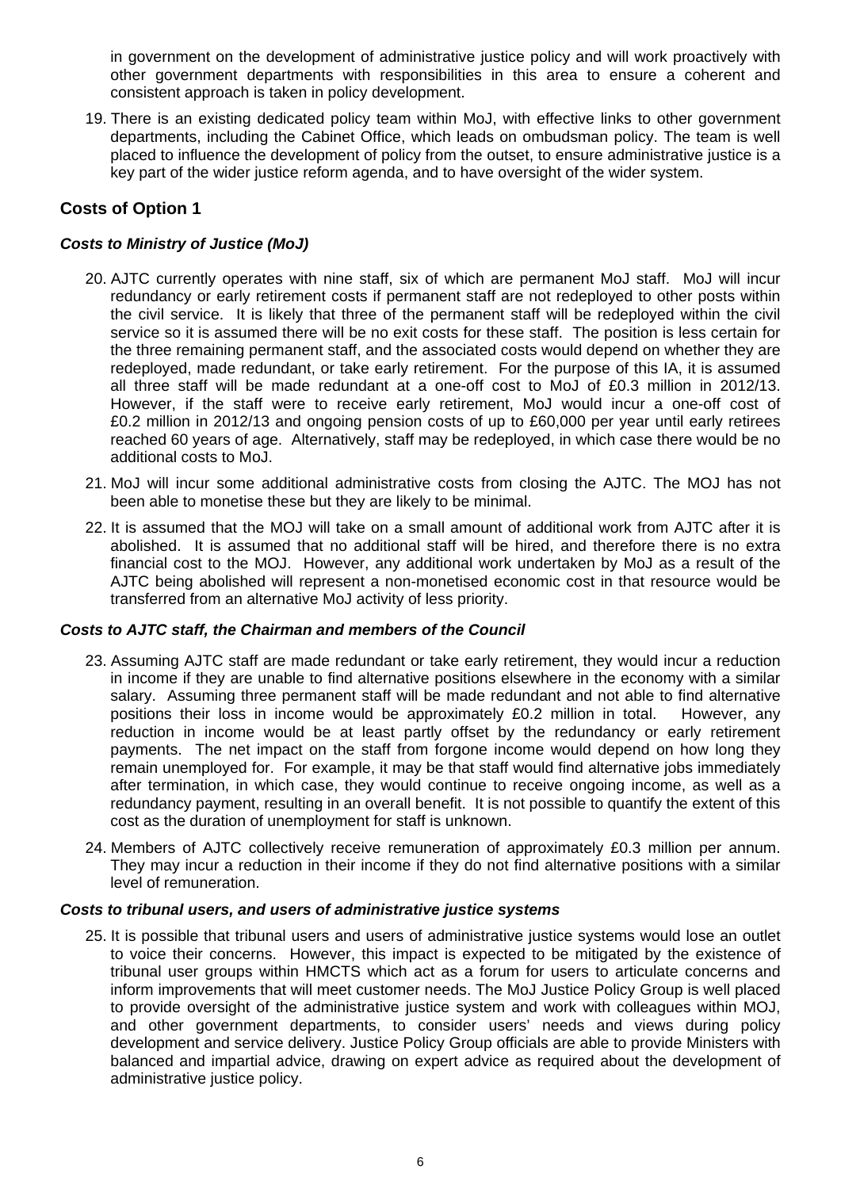in government on the development of administrative justice policy and will work proactively with other government departments with responsibilities in this area to ensure a coherent and consistent approach is taken in policy development.

19. There is an existing dedicated policy team within MoJ, with effective links to other government departments, including the Cabinet Office, which leads on ombudsman policy. The team is well placed to influence the development of policy from the outset, to ensure administrative justice is a key part of the wider justice reform agenda, and to have oversight of the wider system.

## Costs of Option 1

### *Costs to Ministry of Justice (MoJ)*

20. AJTC currently operates with nine staff, six of which are permanent MoJ staff. MoJ will incur redundancy or early retirement costs if permanent staff are not redeployed to other posts within the civil service. It is likely that three of the permanent staff will be redeployed within the civil service so it is assumed there will be no exit costs for these staff. The position is less certain for the three remaining permanent staff, and the associated costs would depend on whether they are redeployed, made redundant, or take early retirement. For the purpose of this IA, it is assumed all three staff will be made redundant at a one-off cost to MoJ of £0.3 million in 2012/13. However, if the staff were to receive early retirement, MoJ would incur a one-off cost of £0.2 million in 2012/13 and ongoing pension costs of up to £60,000 per year until early retirees reached 60 years of age. Alternatively, staff may be redeployed, in which case there would be no additional costs to MoJ.

21. MoJ will incur some additional administrative costs from closing the AJTC. The MOJ has not been able to monetise these but they are likely to be minimal.

22. It is assumed that the MOJ will take on a small amount of additional work from AJTC after it is abolished. It is assumed that no additional staff will be hired, and therefore there is no extra financial cost to the MOJ. However, any additional work undertaken by MoJ as a result of the AJTC being abolished will represent a non-monetised economic cost in that resource would be transferred from an alternative MoJ activity of less priority.

### *Costs to AJTC staff, the Chairman and members of the Council*

23. Assuming AJTC staff are made redundant or take early retirement, they would incur a reduction in income if they are unable to find alternative positions elsewhere in the economy with a similar salary. Assuming three permanent staff will be made redundant and not able to find alternative positions their loss in income would be approximately £0.2 million in total. However, any reduction in income would be at least partly offset by the redundancy or early retirement payments. The net impact on the staff from forgone income would depend on how long they remain unemployed for. For example, it may be that staff would find alternative jobs immediately after termination, in which case, they would continue to receive ongoing income, as well as a redundancy payment, resulting in an overall benefit. It is not possible to quantify the extent of this cost as the duration of unemployment for staff is unknown.

24. Members of AJTC collectively receive remuneration of approximately £0.3 million per annum. They may incur a reduction in their income if they do not find alternative positions with a similar level of remuneration.

### *Costs to tribunal users, and users of administrative justice systems*

25. It is possible that tribunal users and users of administrative justice systems would lose an outlet to voice their concerns. However, this impact is expected to be mitigated by the existence of tribunal user groups within HMCTS which act as a forum for users to articulate concerns and inform improvements that will meet customer needs. The MoJ Justice Policy Group is well placed to provide oversight of the administrative justice system and work with colleagues within MOJ, and other government departments, to consider users' needs and views during policy development and service delivery. Justice Policy Group officials are able to provide Ministers with balanced and impartial advice, drawing on expert advice as required about the development of administrative justice policy.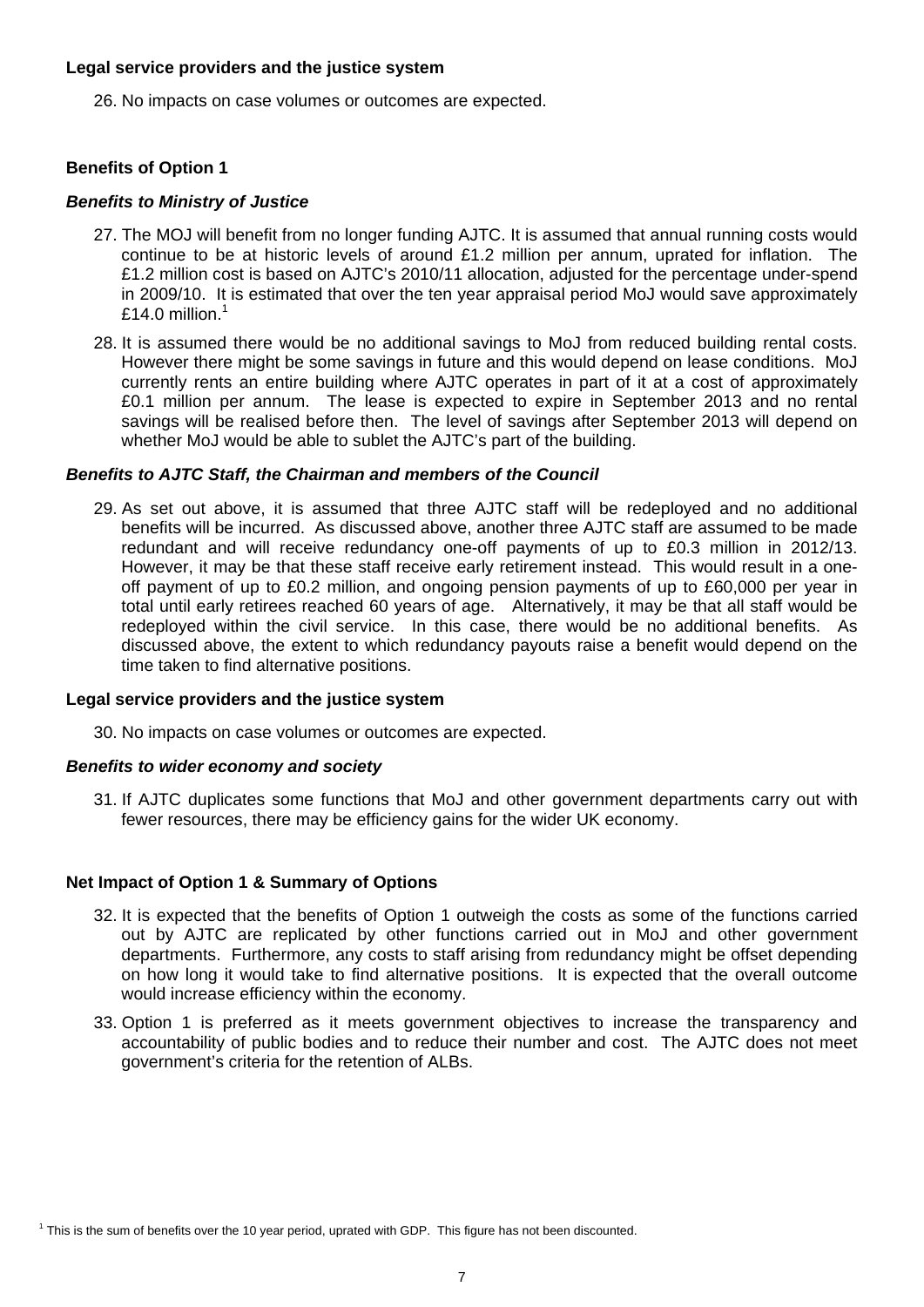**Legal service providers and the justice system**

26. No impacts on case volumes or outcomes are expected.

**Benefits of Option 1**

***Benefits to Ministry of Justice***

27. The MOJ will benefit from no longer funding AJTC. It is assumed that annual running costs would continue to be at historic levels of around £1.2 million per annum, uprated for inflation. The £1.2 million cost is based on AJTC's 2010/11 allocation, adjusted for the percentage under-spend in 2009/10. It is estimated that over the ten year appraisal period MoJ would save approximately £14.0 million.[1]

28. It is assumed there would be no additional savings to MoJ from reduced building rental costs. However there might be some savings in future and this would depend on lease conditions. MoJ currently rents an entire building where AJTC operates in part of it at a cost of approximately £0.1 million per annum. The lease is expected to expire in September 2013 and no rental savings will be realised before then. The level of savings after September 2013 will depend on whether MoJ would be able to sublet the AJTC's part of the building.

***Benefits to AJTC Staff, the Chairman and members of the Council***

29. As set out above, it is assumed that three AJTC staff will be redeployed and no additional benefits will be incurred. As discussed above, another three AJTC staff are assumed to be made redundant and will receive redundancy one-off payments of up to £0.3 million in 2012/13. However, it may be that these staff receive early retirement instead. This would result in a one-off payment of up to £0.2 million, and ongoing pension payments of up to £60,000 per year in total until early retirees reached 60 years of age. Alternatively, it may be that all staff would be redeployed within the civil service. In this case, there would be no additional benefits. As discussed above, the extent to which redundancy payouts raise a benefit would depend on the time taken to find alternative positions.

**Legal service providers and the justice system**

30. No impacts on case volumes or outcomes are expected.

***Benefits to wider economy and society***

31. If AJTC duplicates some functions that MoJ and other government departments carry out with fewer resources, there may be efficiency gains for the wider UK economy.

**Net Impact of Option 1 & Summary of Options**

32. It is expected that the benefits of Option 1 outweigh the costs as some of the functions carried out by AJTC are replicated by other functions carried out in MoJ and other government departments. Furthermore, any costs to staff arising from redundancy might be offset depending on how long it would take to find alternative positions. It is expected that the overall outcome would increase efficiency within the economy.

33. Option 1 is preferred as it meets government objectives to increase the transparency and accountability of public bodies and to reduce their number and cost. The AJTC does not meet government's criteria for the retention of ALBs.

[1] This is the sum of benefits over the 10 year period, uprated with GDP. This figure has not been discounted.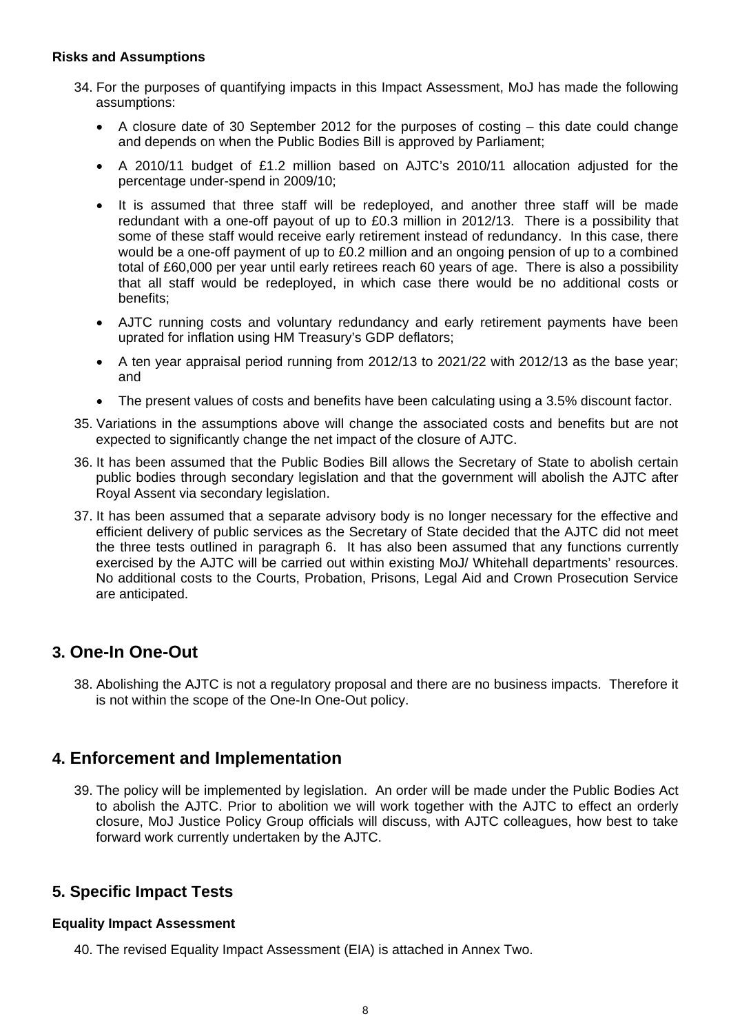**Risks and Assumptions**

34. For the purposes of quantifying impacts in this Impact Assessment, MoJ has made the following assumptions:

    - A closure date of 30 September 2012 for the purposes of costing – this date could change and depends on when the Public Bodies Bill is approved by Parliament;
    - A 2010/11 budget of £1.2 million based on AJTC's 2010/11 allocation adjusted for the percentage under-spend in 2009/10;
    - It is assumed that three staff will be redeployed, and another three staff will be made redundant with a one-off payout of up to £0.3 million in 2012/13. There is a possibility that some of these staff would receive early retirement instead of redundancy. In this case, there would be a one-off payment of up to £0.2 million and an ongoing pension of up to a combined total of £60,000 per year until early retirees reach 60 years of age. There is also a possibility that all staff would be redeployed, in which case there would be no additional costs or benefits;
    - AJTC running costs and voluntary redundancy and early retirement payments have been uprated for inflation using HM Treasury's GDP deflators;
    - A ten year appraisal period running from 2012/13 to 2021/22 with 2012/13 as the base year; and
    - The present values of costs and benefits have been calculating using a 3.5% discount factor.

35. Variations in the assumptions above will change the associated costs and benefits but are not expected to significantly change the net impact of the closure of AJTC.

36. It has been assumed that the Public Bodies Bill allows the Secretary of State to abolish certain public bodies through secondary legislation and that the government will abolish the AJTC after Royal Assent via secondary legislation.

37. It has been assumed that a separate advisory body is no longer necessary for the effective and efficient delivery of public services as the Secretary of State decided that the AJTC did not meet the three tests outlined in paragraph 6. It has also been assumed that any functions currently exercised by the AJTC will be carried out within existing MoJ/ Whitehall departments' resources. No additional costs to the Courts, Probation, Prisons, Legal Aid and Crown Prosecution Service are anticipated.

## 3. One-In One-Out

38. Abolishing the AJTC is not a regulatory proposal and there are no business impacts. Therefore it is not within the scope of the One-In One-Out policy.

## 4. Enforcement and Implementation

39. The policy will be implemented by legislation. An order will be made under the Public Bodies Act to abolish the AJTC. Prior to abolition we will work together with the AJTC to effect an orderly closure, MoJ Justice Policy Group officials will discuss, with AJTC colleagues, how best to take forward work currently undertaken by the AJTC.

## 5. Specific Impact Tests

**Equality Impact Assessment**

40. The revised Equality Impact Assessment (EIA) is attached in Annex Two.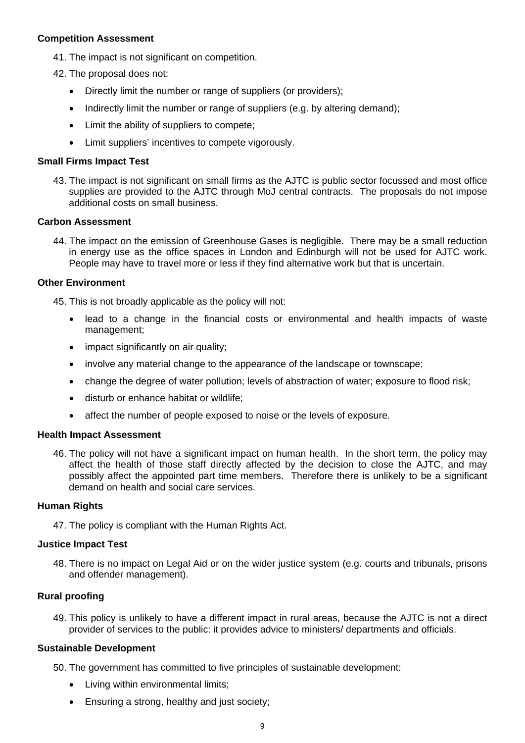**Competition Assessment**

41. The impact is not significant on competition.
42. The proposal does not:
    - Directly limit the number or range of suppliers (or providers);
    - Indirectly limit the number or range of suppliers (e.g. by altering demand);
    - Limit the ability of suppliers to compete;
    - Limit suppliers' incentives to compete vigorously.

**Small Firms Impact Test**

43. The impact is not significant on small firms as the AJTC is public sector focussed and most office supplies are provided to the AJTC through MoJ central contracts. The proposals do not impose additional costs on small business.

**Carbon Assessment**

44. The impact on the emission of Greenhouse Gases is negligible. There may be a small reduction in energy use as the office spaces in London and Edinburgh will not be used for AJTC work. People may have to travel more or less if they find alternative work but that is uncertain.

**Other Environment**

45. This is not broadly applicable as the policy will not:
    - lead to a change in the financial costs or environmental and health impacts of waste management;
    - impact significantly on air quality;
    - involve any material change to the appearance of the landscape or townscape;
    - change the degree of water pollution; levels of abstraction of water; exposure to flood risk;
    - disturb or enhance habitat or wildlife;
    - affect the number of people exposed to noise or the levels of exposure.

**Health Impact Assessment**

46. The policy will not have a significant impact on human health. In the short term, the policy may affect the health of those staff directly affected by the decision to close the AJTC, and may possibly affect the appointed part time members. Therefore there is unlikely to be a significant demand on health and social care services.

**Human Rights**

47. The policy is compliant with the Human Rights Act.

**Justice Impact Test**

48. There is no impact on Legal Aid or on the wider justice system (e.g. courts and tribunals, prisons and offender management).

**Rural proofing**

49. This policy is unlikely to have a different impact in rural areas, because the AJTC is not a direct provider of services to the public: it provides advice to ministers/ departments and officials.

**Sustainable Development**

50. The government has committed to five principles of sustainable development:
    - Living within environmental limits;
    - Ensuring a strong, healthy and just society;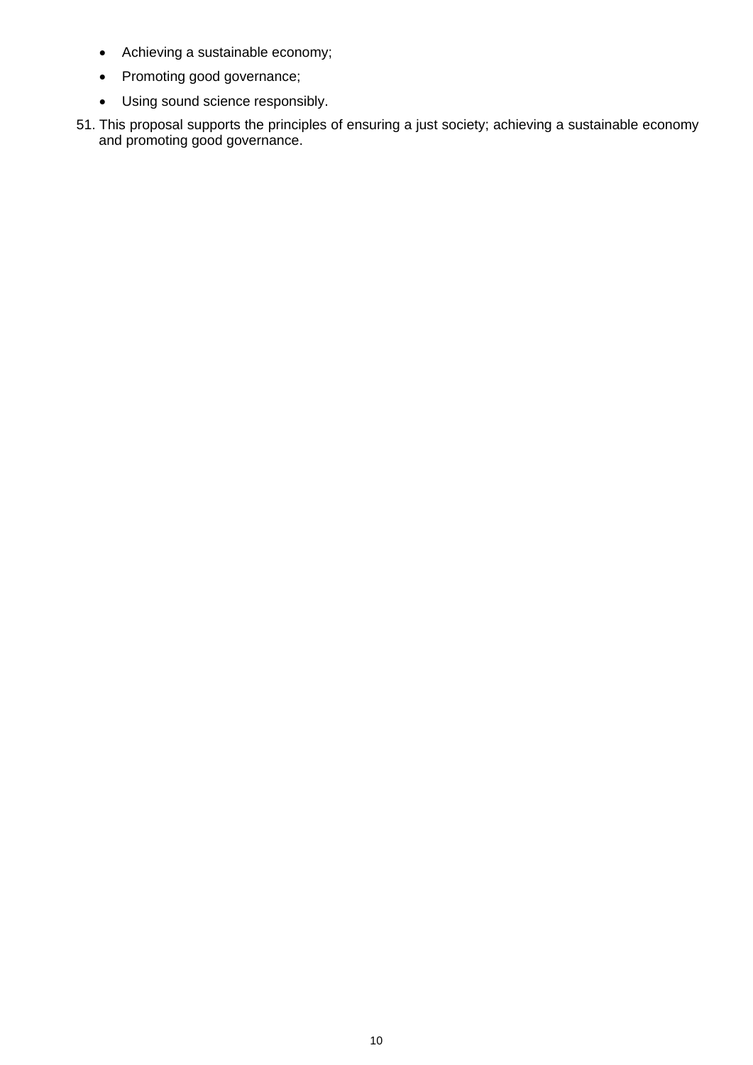- Achieving a sustainable economy;
- Promoting good governance;
- Using sound science responsibly.

51. This proposal supports the principles of ensuring a just society; achieving a sustainable economy and promoting good governance.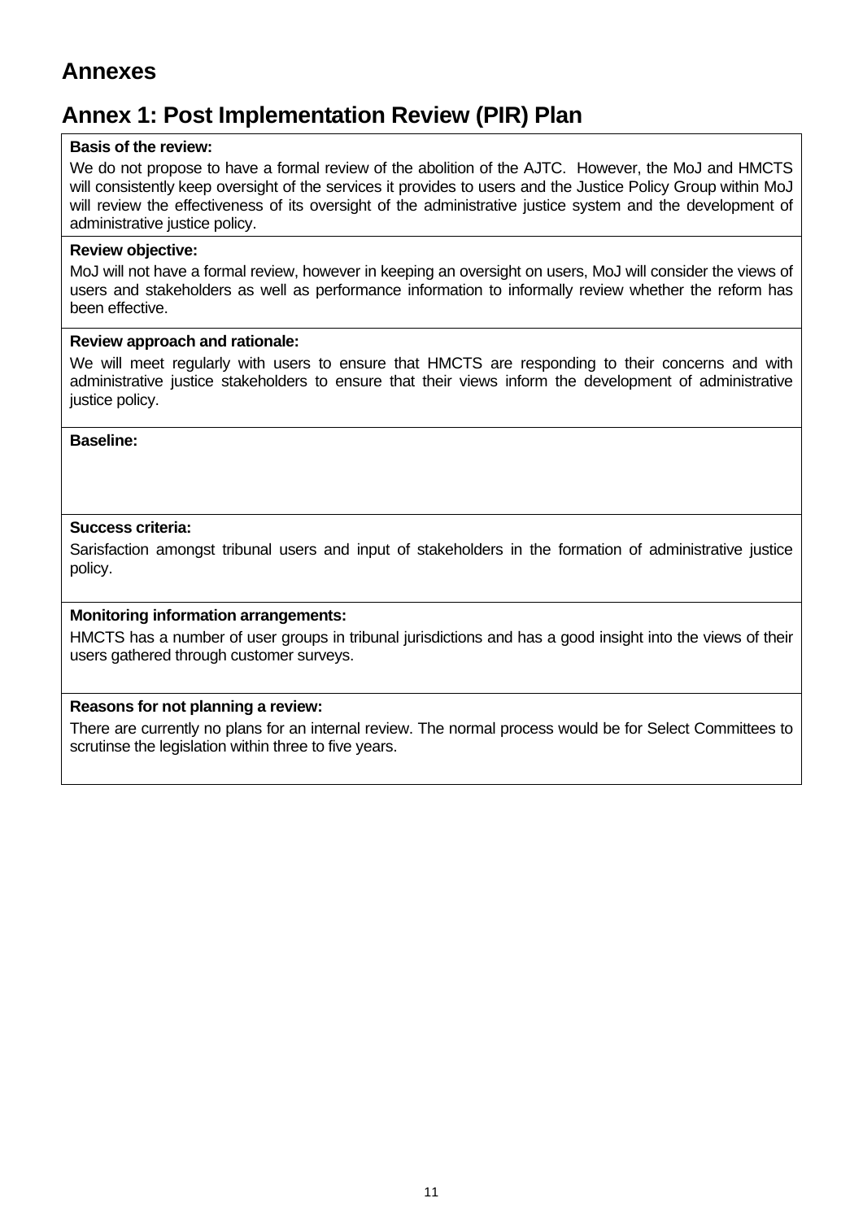# Annexes

## Annex 1: Post Implementation Review (PIR) Plan

**Basis of the review:**

We do not propose to have a formal review of the abolition of the AJTC. However, the MoJ and HMCTS will consistently keep oversight of the services it provides to users and the Justice Policy Group within MoJ will review the effectiveness of its oversight of the administrative justice system and the development of administrative justice policy.

**Review objective:**

MoJ will not have a formal review, however in keeping an oversight on users, MoJ will consider the views of users and stakeholders as well as performance information to informally review whether the reform has been effective.

**Review approach and rationale:**

We will meet regularly with users to ensure that HMCTS are responding to their concerns and with administrative justice stakeholders to ensure that their views inform the development of administrative justice policy.

**Baseline:**

**Success criteria:**

Sarisfaction amongst tribunal users and input of stakeholders in the formation of administrative justice policy.

**Monitoring information arrangements:**

HMCTS has a number of user groups in tribunal jurisdictions and has a good insight into the views of their users gathered through customer surveys.

**Reasons for not planning a review:**

There are currently no plans for an internal review. The normal process would be for Select Committees to scrutinse the legislation within three to five years.